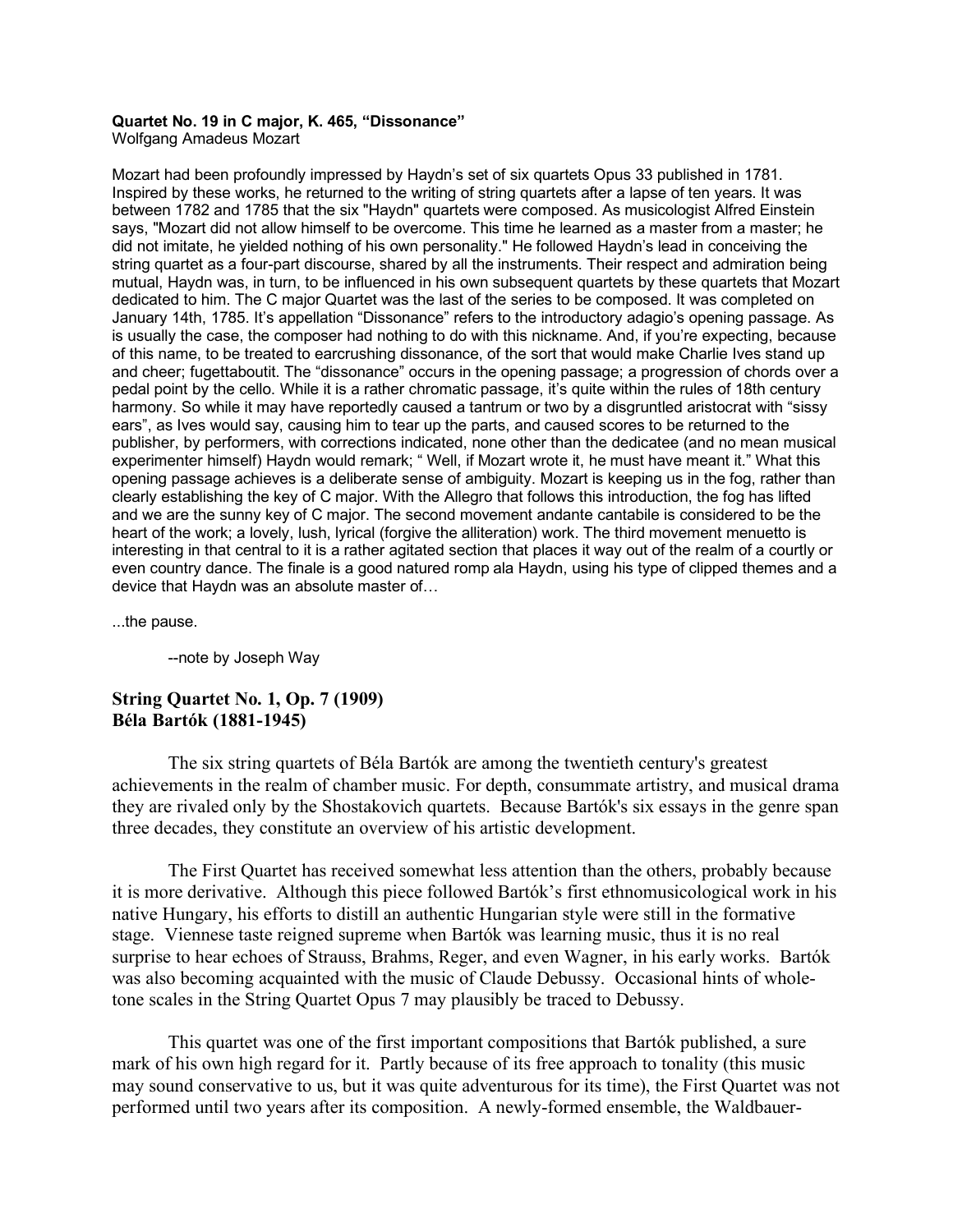**Quartet No. 19 in C major, K. 465, "Dissonance"**
Wolfgang Amadeus Mozart

Mozart had been profoundly impressed by Haydn's set of six quartets Opus 33 published in 1781. Inspired by these works, he returned to the writing of string quartets after a lapse of ten years. It was between 1782 and 1785 that the six "Haydn" quartets were composed. As musicologist Alfred Einstein says, "Mozart did not allow himself to be overcome. This time he learned as a master from a master; he did not imitate, he yielded nothing of his own personality." He followed Haydn's lead in conceiving the string quartet as a four-part discourse, shared by all the instruments. Their respect and admiration being mutual, Haydn was, in turn, to be influenced in his own subsequent quartets by these quartets that Mozart dedicated to him. The C major Quartet was the last of the series to be composed. It was completed on January 14th, 1785. It's appellation "Dissonance" refers to the introductory adagio's opening passage. As is usually the case, the composer had nothing to do with this nickname. And, if you're expecting, because of this name, to be treated to earcrushing dissonance, of the sort that would make Charlie Ives stand up and cheer; fugettaboutit. The "dissonance" occurs in the opening passage; a progression of chords over a pedal point by the cello. While it is a rather chromatic passage, it's quite within the rules of 18th century harmony. So while it may have reportedly caused a tantrum or two by a disgruntled aristocrat with "sissy ears", as Ives would say, causing him to tear up the parts, and caused scores to be returned to the publisher, by performers, with corrections indicated, none other than the dedicatee (and no mean musical experimenter himself) Haydn would remark; " Well, if Mozart wrote it, he must have meant it." What this opening passage achieves is a deliberate sense of ambiguity. Mozart is keeping us in the fog, rather than clearly establishing the key of C major. With the Allegro that follows this introduction, the fog has lifted and we are the sunny key of C major. The second movement andante cantabile is considered to be the heart of the work; a lovely, lush, lyrical (forgive the alliteration) work. The third movement menuetto is interesting in that central to it is a rather agitated section that places it way out of the realm of a courtly or even country dance. The finale is a good natured romp ala Haydn, using his type of clipped themes and a device that Haydn was an absolute master of…

...the pause.

--note by Joseph Way

**String Quartet No. 1, Op. 7 (1909)**
**Béla Bartók (1881-1945)**

The six string quartets of Béla Bartók are among the twentieth century's greatest achievements in the realm of chamber music. For depth, consummate artistry, and musical drama they are rivaled only by the Shostakovich quartets. Because Bartók's six essays in the genre span three decades, they constitute an overview of his artistic development.

The First Quartet has received somewhat less attention than the others, probably because it is more derivative. Although this piece followed Bartók's first ethnomusicological work in his native Hungary, his efforts to distill an authentic Hungarian style were still in the formative stage. Viennese taste reigned supreme when Bartók was learning music, thus it is no real surprise to hear echoes of Strauss, Brahms, Reger, and even Wagner, in his early works. Bartók was also becoming acquainted with the music of Claude Debussy. Occasional hints of whole-tone scales in the String Quartet Opus 7 may plausibly be traced to Debussy.

This quartet was one of the first important compositions that Bartók published, a sure mark of his own high regard for it. Partly because of its free approach to tonality (this music may sound conservative to us, but it was quite adventurous for its time), the First Quartet was not performed until two years after its composition. A newly-formed ensemble, the Waldbauer-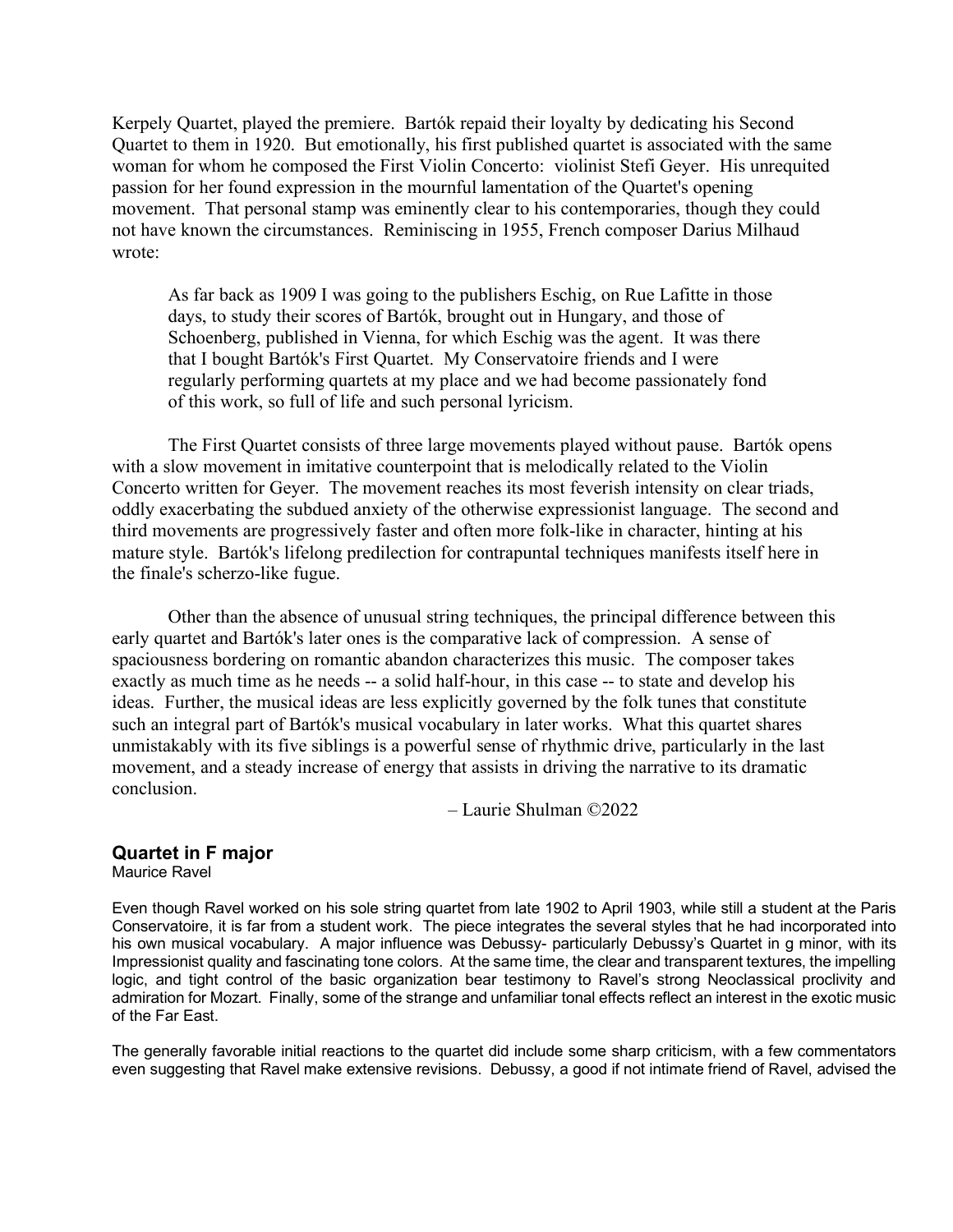Kerpely Quartet, played the premiere. Bartók repaid their loyalty by dedicating his Second Quartet to them in 1920. But emotionally, his first published quartet is associated with the same woman for whom he composed the First Violin Concerto: violinist Stefi Geyer. His unrequited passion for her found expression in the mournful lamentation of the Quartet's opening movement. That personal stamp was eminently clear to his contemporaries, though they could not have known the circumstances. Reminiscing in 1955, French composer Darius Milhaud wrote:

> As far back as 1909 I was going to the publishers Eschig, on Rue Lafitte in those days, to study their scores of Bartók, brought out in Hungary, and those of Schoenberg, published in Vienna, for which Eschig was the agent. It was there that I bought Bartók's First Quartet. My Conservatoire friends and I were regularly performing quartets at my place and we had become passionately fond of this work, so full of life and such personal lyricism.

The First Quartet consists of three large movements played without pause. Bartók opens with a slow movement in imitative counterpoint that is melodically related to the Violin Concerto written for Geyer. The movement reaches its most feverish intensity on clear triads, oddly exacerbating the subdued anxiety of the otherwise expressionist language. The second and third movements are progressively faster and often more folk-like in character, hinting at his mature style. Bartók's lifelong predilection for contrapuntal techniques manifests itself here in the finale's scherzo-like fugue.

Other than the absence of unusual string techniques, the principal difference between this early quartet and Bartók's later ones is the comparative lack of compression. A sense of spaciousness bordering on romantic abandon characterizes this music. The composer takes exactly as much time as he needs -- a solid half-hour, in this case -- to state and develop his ideas. Further, the musical ideas are less explicitly governed by the folk tunes that constitute such an integral part of Bartók's musical vocabulary in later works. What this quartet shares unmistakably with its five siblings is a powerful sense of rhythmic drive, particularly in the last movement, and a steady increase of energy that assists in driving the narrative to its dramatic conclusion.

– Laurie Shulman ©2022

## Quartet in F major

Maurice Ravel

Even though Ravel worked on his sole string quartet from late 1902 to April 1903, while still a student at the Paris Conservatoire, it is far from a student work. The piece integrates the several styles that he had incorporated into his own musical vocabulary. A major influence was Debussy- particularly Debussy's Quartet in g minor, with its Impressionist quality and fascinating tone colors. At the same time, the clear and transparent textures, the impelling logic, and tight control of the basic organization bear testimony to Ravel's strong Neoclassical proclivity and admiration for Mozart. Finally, some of the strange and unfamiliar tonal effects reflect an interest in the exotic music of the Far East.

The generally favorable initial reactions to the quartet did include some sharp criticism, with a few commentators even suggesting that Ravel make extensive revisions. Debussy, a good if not intimate friend of Ravel, advised the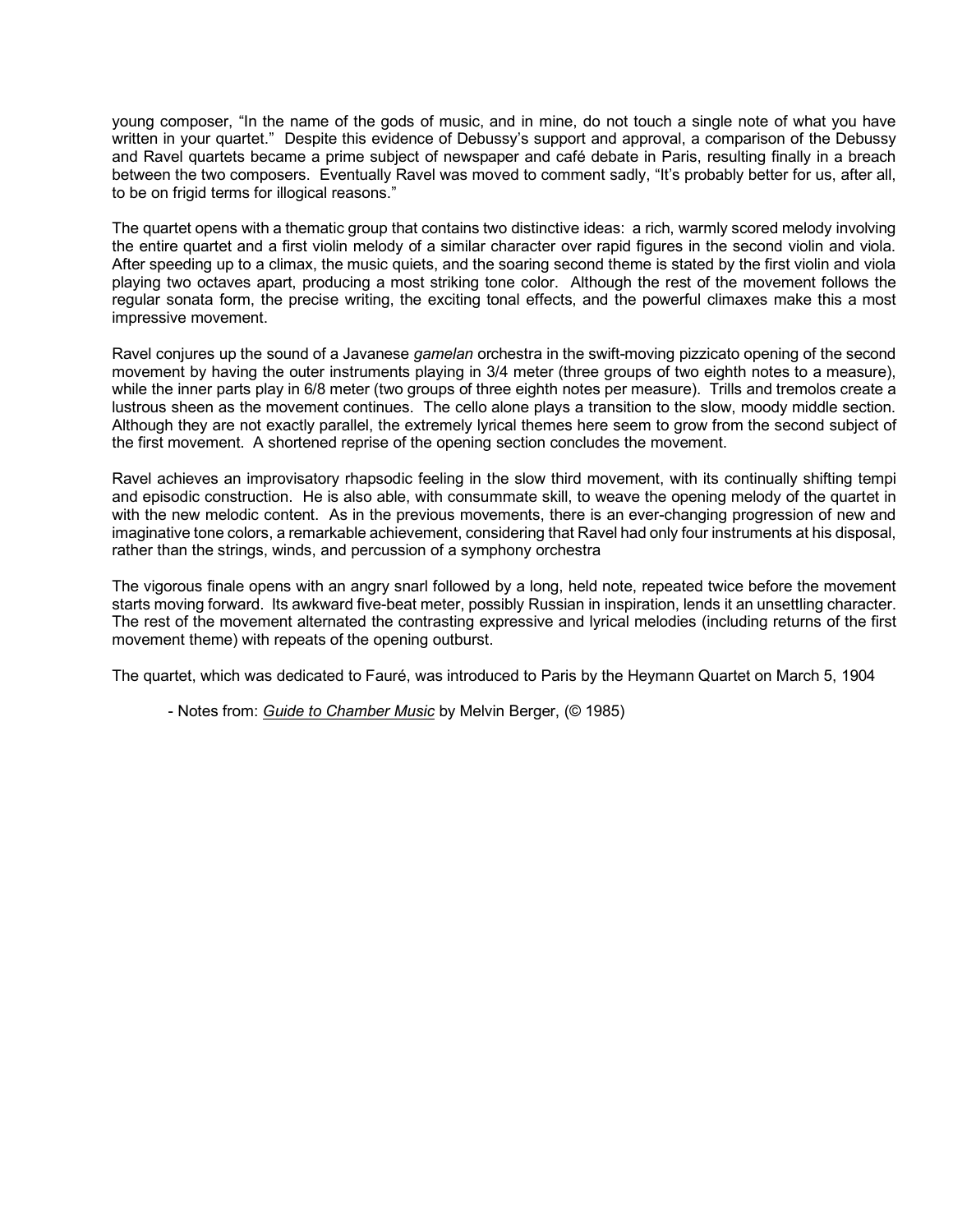young composer, "In the name of the gods of music, and in mine, do not touch a single note of what you have written in your quartet." Despite this evidence of Debussy's support and approval, a comparison of the Debussy and Ravel quartets became a prime subject of newspaper and café debate in Paris, resulting finally in a breach between the two composers. Eventually Ravel was moved to comment sadly, "It's probably better for us, after all, to be on frigid terms for illogical reasons."

The quartet opens with a thematic group that contains two distinctive ideas: a rich, warmly scored melody involving the entire quartet and a first violin melody of a similar character over rapid figures in the second violin and viola. After speeding up to a climax, the music quiets, and the soaring second theme is stated by the first violin and viola playing two octaves apart, producing a most striking tone color. Although the rest of the movement follows the regular sonata form, the precise writing, the exciting tonal effects, and the powerful climaxes make this a most impressive movement.

Ravel conjures up the sound of a Javanese *gamelan* orchestra in the swift-moving pizzicato opening of the second movement by having the outer instruments playing in 3/4 meter (three groups of two eighth notes to a measure), while the inner parts play in 6/8 meter (two groups of three eighth notes per measure). Trills and tremolos create a lustrous sheen as the movement continues. The cello alone plays a transition to the slow, moody middle section. Although they are not exactly parallel, the extremely lyrical themes here seem to grow from the second subject of the first movement. A shortened reprise of the opening section concludes the movement.

Ravel achieves an improvisatory rhapsodic feeling in the slow third movement, with its continually shifting tempi and episodic construction. He is also able, with consummate skill, to weave the opening melody of the quartet in with the new melodic content. As in the previous movements, there is an ever-changing progression of new and imaginative tone colors, a remarkable achievement, considering that Ravel had only four instruments at his disposal, rather than the strings, winds, and percussion of a symphony orchestra

The vigorous finale opens with an angry snarl followed by a long, held note, repeated twice before the movement starts moving forward. Its awkward five-beat meter, possibly Russian in inspiration, lends it an unsettling character. The rest of the movement alternated the contrasting expressive and lyrical melodies (including returns of the first movement theme) with repeats of the opening outburst.

The quartet, which was dedicated to Fauré, was introduced to Paris by the Heymann Quartet on March 5, 1904

- Notes from: *Guide to Chamber Music* by Melvin Berger, (© 1985)